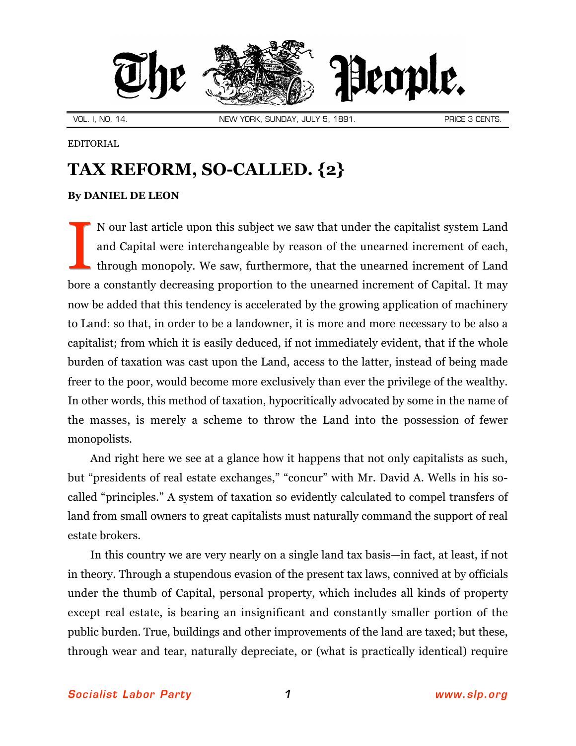# The People.

VOL. I, NO. 14. NEW YORK, SUNDAY, JULY 5, 1891. PRICE 3 CENTS.

EDITORIAL

## TAX REFORM, SO-CALLED. {2}

**By DANIEL DE LEON**

IN our last article upon this subject we saw that under the capitalist system Land and Capital were interchangeable by reason of the unearned increment of each, through monopoly. We saw, furthermore, that the unearned increment of Land bore a constantly decreasing proportion to the unearned increment of Capital. It may now be added that this tendency is accelerated by the growing application of machinery to Land: so that, in order to be a landowner, it is more and more necessary to be also a capitalist; from which it is easily deduced, if not immediately evident, that if the whole burden of taxation was cast upon the Land, access to the latter, instead of being made freer to the poor, would become more exclusively than ever the privilege of the wealthy. In other words, this method of taxation, hypocritically advocated by some in the name of the masses, is merely a scheme to throw the Land into the possession of fewer monopolists.

And right here we see at a glance how it happens that not only capitalists as such, but "presidents of real estate exchanges," "concur" with Mr. David A. Wells in his so-called "principles." A system of taxation so evidently calculated to compel transfers of land from small owners to great capitalists must naturally command the support of real estate brokers.

In this country we are very nearly on a single land tax basis—in fact, at least, if not in theory. Through a stupendous evasion of the present tax laws, connived at by officials under the thumb of Capital, personal property, which includes all kinds of property except real estate, is bearing an insignificant and constantly smaller portion of the public burden. True, buildings and other improvements of the land are taxed; but these, through wear and tear, naturally depreciate, or (what is practically identical) require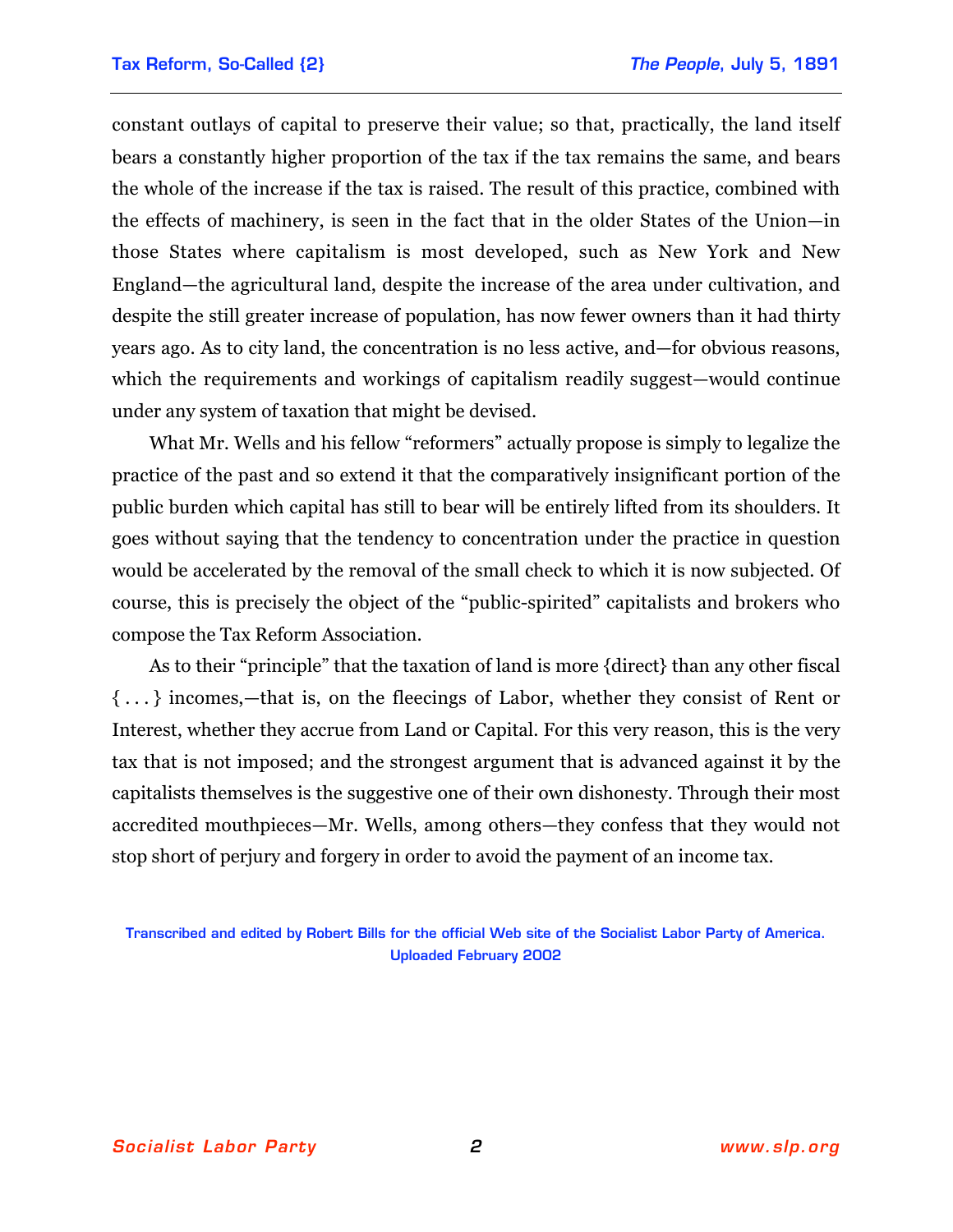constant outlays of capital to preserve their value; so that, practically, the land itself bears a constantly higher proportion of the tax if the tax remains the same, and bears the whole of the increase if the tax is raised. The result of this practice, combined with the effects of machinery, is seen in the fact that in the older States of the Union—in those States where capitalism is most developed, such as New York and New England—the agricultural land, despite the increase of the area under cultivation, and despite the still greater increase of population, has now fewer owners than it had thirty years ago. As to city land, the concentration is no less active, and—for obvious reasons, which the requirements and workings of capitalism readily suggest—would continue under any system of taxation that might be devised.

What Mr. Wells and his fellow "reformers" actually propose is simply to legalize the practice of the past and so extend it that the comparatively insignificant portion of the public burden which capital has still to bear will be entirely lifted from its shoulders. It goes without saying that the tendency to concentration under the practice in question would be accelerated by the removal of the small check to which it is now subjected. Of course, this is precisely the object of the "public-spirited" capitalists and brokers who compose the Tax Reform Association.

As to their "principle" that the taxation of land is more {direct} than any other fiscal { . . . } incomes,—that is, on the fleecings of Labor, whether they consist of Rent or Interest, whether they accrue from Land or Capital. For this very reason, this is the very tax that is not imposed; and the strongest argument that is advanced against it by the capitalists themselves is the suggestive one of their own dishonesty. Through their most accredited mouthpieces—Mr. Wells, among others—they confess that they would not stop short of perjury and forgery in order to avoid the payment of an income tax.

Transcribed and edited by Robert Bills for the official Web site of the Socialist Labor Party of America. Uploaded February 2002